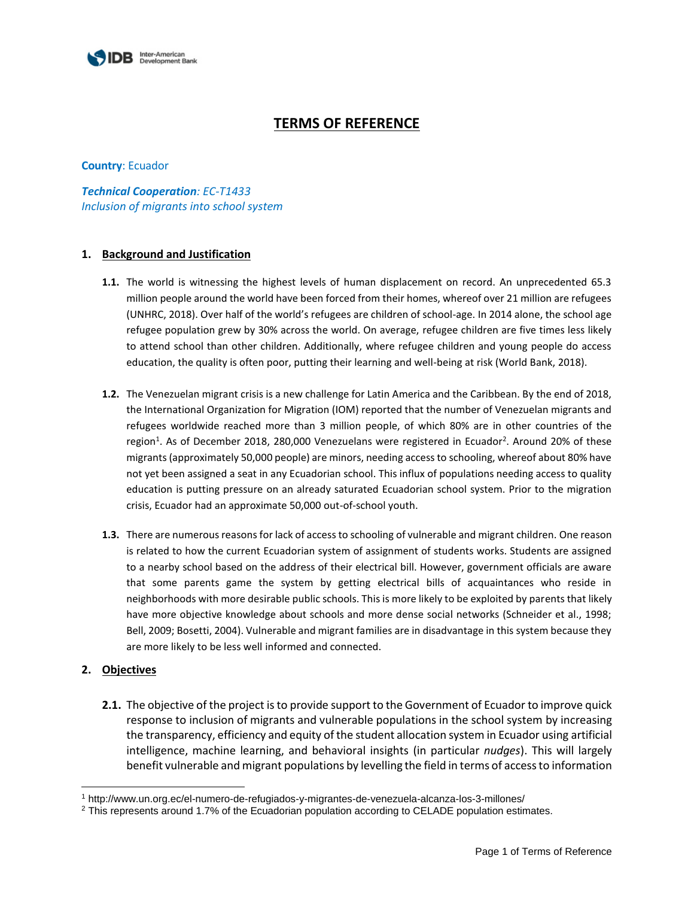# TERMS OF REFERENCE

**Country**: Ecuador

***Technical Cooperation**: EC-T1433*
*Inclusion of migrants into school system*

## 1. Background and Justification

**1.1.** The world is witnessing the highest levels of human displacement on record. An unprecedented 65.3 million people around the world have been forced from their homes, whereof over 21 million are refugees (UNHRC, 2018). Over half of the world's refugees are children of school-age. In 2014 alone, the school age refugee population grew by 30% across the world. On average, refugee children are five times less likely to attend school than other children. Additionally, where refugee children and young people do access education, the quality is often poor, putting their learning and well-being at risk (World Bank, 2018).

**1.2.** The Venezuelan migrant crisis is a new challenge for Latin America and the Caribbean. By the end of 2018, the International Organization for Migration (IOM) reported that the number of Venezuelan migrants and refugees worldwide reached more than 3 million people, of which 80% are in other countries of the region[1]. As of December 2018, 280,000 Venezuelans were registered in Ecuador[2]. Around 20% of these migrants (approximately 50,000 people) are minors, needing access to schooling, whereof about 80% have not yet been assigned a seat in any Ecuadorian school. This influx of populations needing access to quality education is putting pressure on an already saturated Ecuadorian school system. Prior to the migration crisis, Ecuador had an approximate 50,000 out-of-school youth.

**1.3.** There are numerous reasons for lack of access to schooling of vulnerable and migrant children. One reason is related to how the current Ecuadorian system of assignment of students works. Students are assigned to a nearby school based on the address of their electrical bill. However, government officials are aware that some parents game the system by getting electrical bills of acquaintances who reside in neighborhoods with more desirable public schools. This is more likely to be exploited by parents that likely have more objective knowledge about schools and more dense social networks (Schneider et al., 1998; Bell, 2009; Bosetti, 2004). Vulnerable and migrant families are in disadvantage in this system because they are more likely to be less well informed and connected.

## 2. Objectives

**2.1.** The objective of the project is to provide support to the Government of Ecuador to improve quick response to inclusion of migrants and vulnerable populations in the school system by increasing the transparency, efficiency and equity of the student allocation system in Ecuador using artificial intelligence, machine learning, and behavioral insights (in particular *nudges*). This will largely benefit vulnerable and migrant populations by levelling the field in terms of access to information

---

[1] http://www.un.org.ec/el-numero-de-refugiados-y-migrantes-de-venezuela-alcanza-los-3-millones/

[2] This represents around 1.7% of the Ecuadorian population according to CELADE population estimates.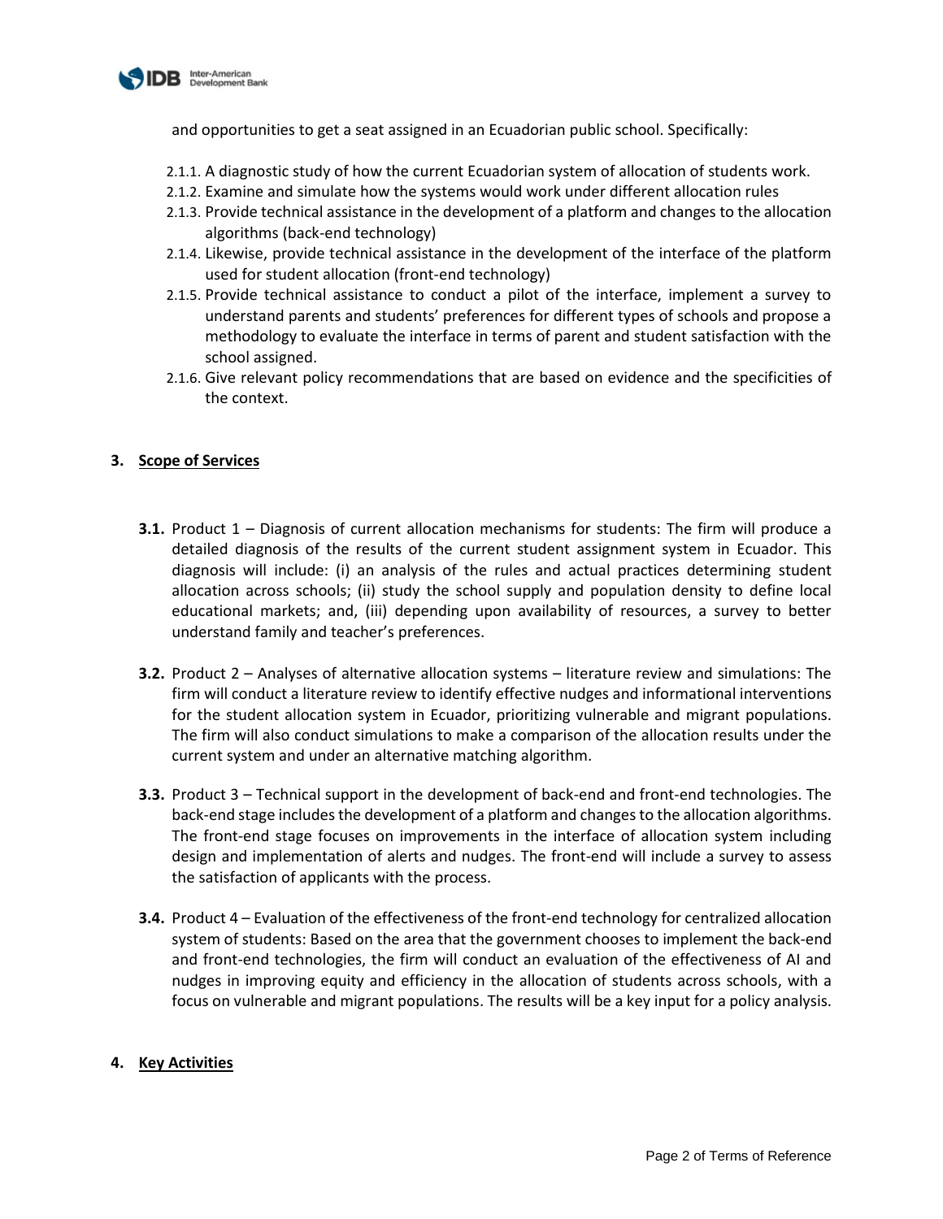and opportunities to get a seat assigned in an Ecuadorian public school. Specifically:

- 2.1.1. A diagnostic study of how the current Ecuadorian system of allocation of students work.
- 2.1.2. Examine and simulate how the systems would work under different allocation rules
- 2.1.3. Provide technical assistance in the development of a platform and changes to the allocation algorithms (back-end technology)
- 2.1.4. Likewise, provide technical assistance in the development of the interface of the platform used for student allocation (front-end technology)
- 2.1.5. Provide technical assistance to conduct a pilot of the interface, implement a survey to understand parents and students' preferences for different types of schools and propose a methodology to evaluate the interface in terms of parent and student satisfaction with the school assigned.
- 2.1.6. Give relevant policy recommendations that are based on evidence and the specificities of the context.

## 3. Scope of Services

**3.1.** Product 1 – Diagnosis of current allocation mechanisms for students: The firm will produce a detailed diagnosis of the results of the current student assignment system in Ecuador. This diagnosis will include: (i) an analysis of the rules and actual practices determining student allocation across schools; (ii) study the school supply and population density to define local educational markets; and, (iii) depending upon availability of resources, a survey to better understand family and teacher's preferences.

**3.2.** Product 2 – Analyses of alternative allocation systems – literature review and simulations: The firm will conduct a literature review to identify effective nudges and informational interventions for the student allocation system in Ecuador, prioritizing vulnerable and migrant populations. The firm will also conduct simulations to make a comparison of the allocation results under the current system and under an alternative matching algorithm.

**3.3.** Product 3 – Technical support in the development of back-end and front-end technologies. The back-end stage includes the development of a platform and changes to the allocation algorithms. The front-end stage focuses on improvements in the interface of allocation system including design and implementation of alerts and nudges. The front-end will include a survey to assess the satisfaction of applicants with the process.

**3.4.** Product 4 – Evaluation of the effectiveness of the front-end technology for centralized allocation system of students: Based on the area that the government chooses to implement the back-end and front-end technologies, the firm will conduct an evaluation of the effectiveness of AI and nudges in improving equity and efficiency in the allocation of students across schools, with a focus on vulnerable and migrant populations. The results will be a key input for a policy analysis.

## 4. Key Activities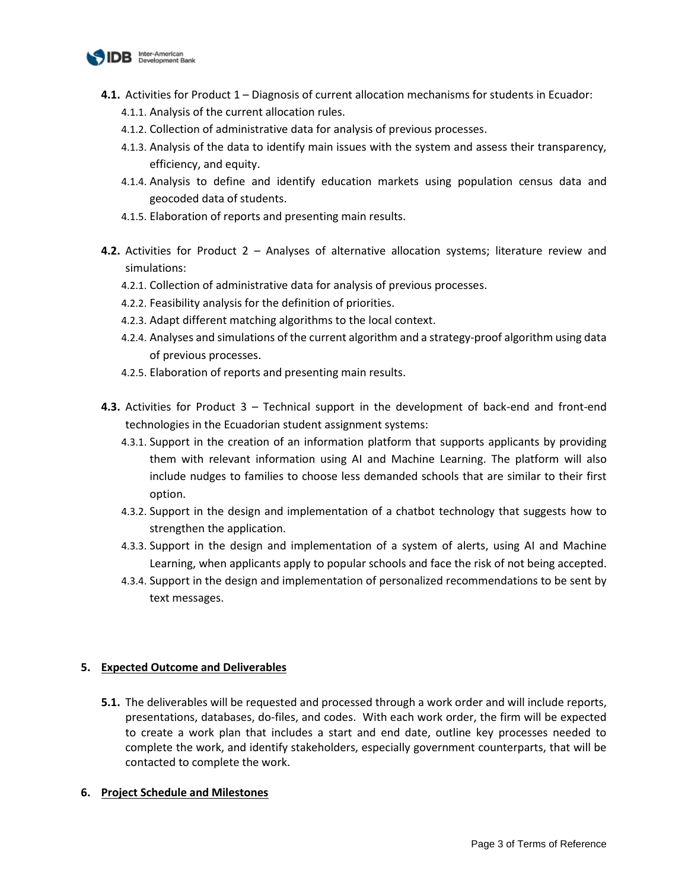**4.1.** Activities for Product 1 – Diagnosis of current allocation mechanisms for students in Ecuador:

- 4.1.1. Analysis of the current allocation rules.
- 4.1.2. Collection of administrative data for analysis of previous processes.
- 4.1.3. Analysis of the data to identify main issues with the system and assess their transparency, efficiency, and equity.
- 4.1.4. Analysis to define and identify education markets using population census data and geocoded data of students.
- 4.1.5. Elaboration of reports and presenting main results.

**4.2.** Activities for Product 2 – Analyses of alternative allocation systems; literature review and simulations:

- 4.2.1. Collection of administrative data for analysis of previous processes.
- 4.2.2. Feasibility analysis for the definition of priorities.
- 4.2.3. Adapt different matching algorithms to the local context.
- 4.2.4. Analyses and simulations of the current algorithm and a strategy-proof algorithm using data of previous processes.
- 4.2.5. Elaboration of reports and presenting main results.

**4.3.** Activities for Product 3 – Technical support in the development of back-end and front-end technologies in the Ecuadorian student assignment systems:

- 4.3.1. Support in the creation of an information platform that supports applicants by providing them with relevant information using AI and Machine Learning. The platform will also include nudges to families to choose less demanded schools that are similar to their first option.
- 4.3.2. Support in the design and implementation of a chatbot technology that suggests how to strengthen the application.
- 4.3.3. Support in the design and implementation of a system of alerts, using AI and Machine Learning, when applicants apply to popular schools and face the risk of not being accepted.
- 4.3.4. Support in the design and implementation of personalized recommendations to be sent by text messages.

## 5. Expected Outcome and Deliverables

**5.1.** The deliverables will be requested and processed through a work order and will include reports, presentations, databases, do-files, and codes. With each work order, the firm will be expected to create a work plan that includes a start and end date, outline key processes needed to complete the work, and identify stakeholders, especially government counterparts, that will be contacted to complete the work.

## 6. Project Schedule and Milestones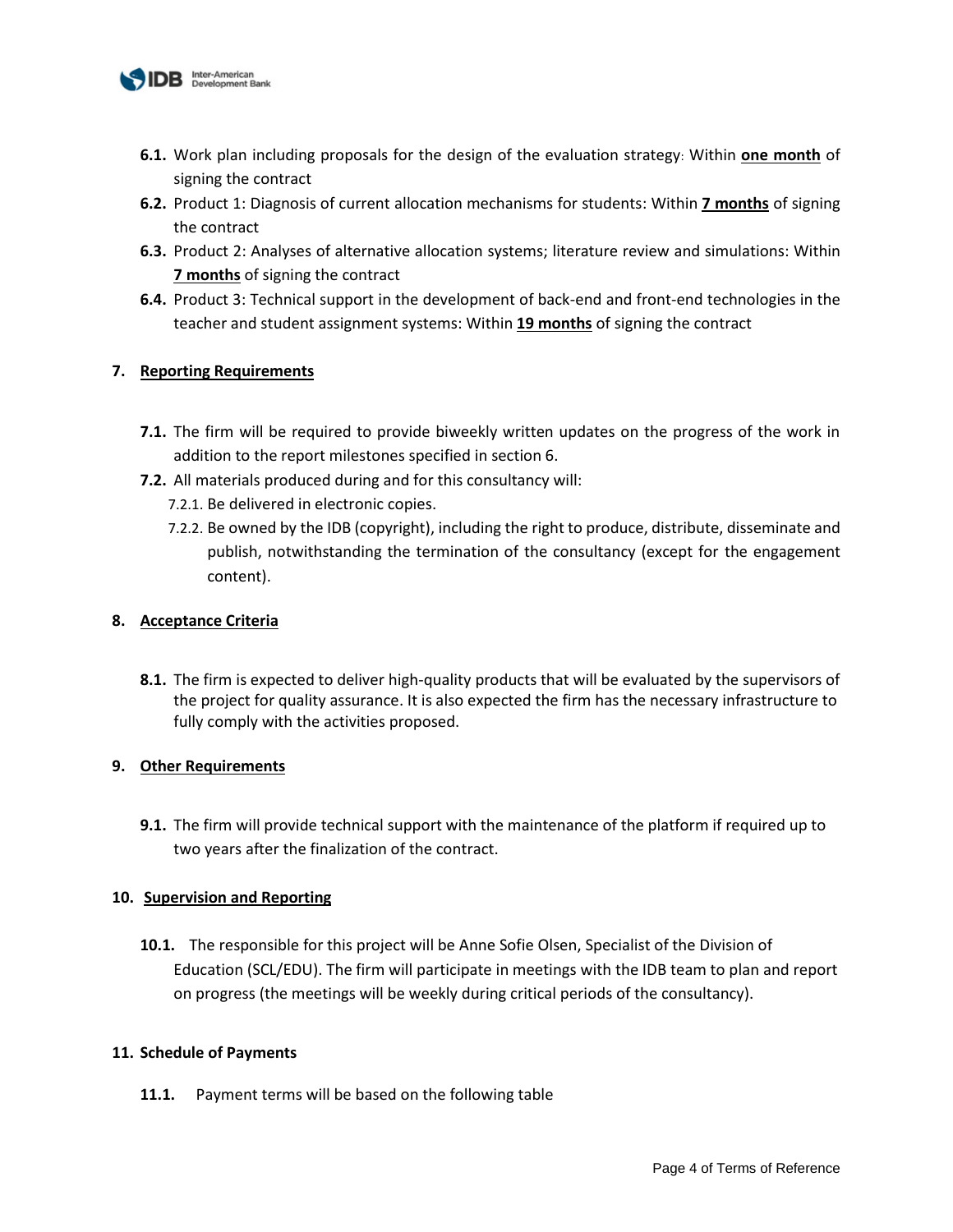- **6.1.** Work plan including proposals for the design of the evaluation strategy: Within **one month** of signing the contract
- **6.2.** Product 1: Diagnosis of current allocation mechanisms for students: Within **7 months** of signing the contract
- **6.3.** Product 2: Analyses of alternative allocation systems; literature review and simulations: Within **7 months** of signing the contract
- **6.4.** Product 3: Technical support in the development of back-end and front-end technologies in the teacher and student assignment systems: Within **19 months** of signing the contract

## 7. Reporting Requirements

- **7.1.** The firm will be required to provide biweekly written updates on the progress of the work in addition to the report milestones specified in section 6.
- **7.2.** All materials produced during and for this consultancy will:
  - 7.2.1. Be delivered in electronic copies.
  - 7.2.2. Be owned by the IDB (copyright), including the right to produce, distribute, disseminate and publish, notwithstanding the termination of the consultancy (except for the engagement content).

## 8. Acceptance Criteria

- **8.1.** The firm is expected to deliver high-quality products that will be evaluated by the supervisors of the project for quality assurance. It is also expected the firm has the necessary infrastructure to fully comply with the activities proposed.

## 9. Other Requirements

- **9.1.** The firm will provide technical support with the maintenance of the platform if required up to two years after the finalization of the contract.

## 10. Supervision and Reporting

- **10.1.** The responsible for this project will be Anne Sofie Olsen, Specialist of the Division of Education (SCL/EDU). The firm will participate in meetings with the IDB team to plan and report on progress (the meetings will be weekly during critical periods of the consultancy).

## 11. Schedule of Payments

- **11.1.** Payment terms will be based on the following table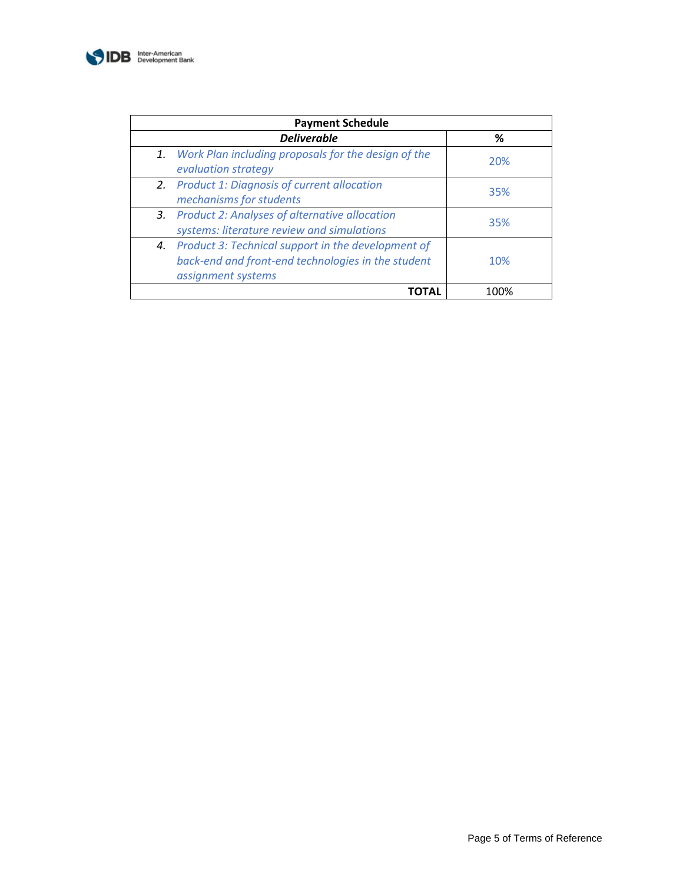| Payment Schedule | |
|---|---|
| ***Deliverable*** | **%** |
| 1. *Work Plan including proposals for the design of the evaluation strategy* | 20% |
| 2. *Product 1: Diagnosis of current allocation mechanisms for students* | 35% |
| 3. *Product 2: Analyses of alternative allocation systems: literature review and simulations* | 35% |
| 4. *Product 3: Technical support in the development of back-end and front-end technologies in the student assignment systems* | 10% |
| **TOTAL** | 100% |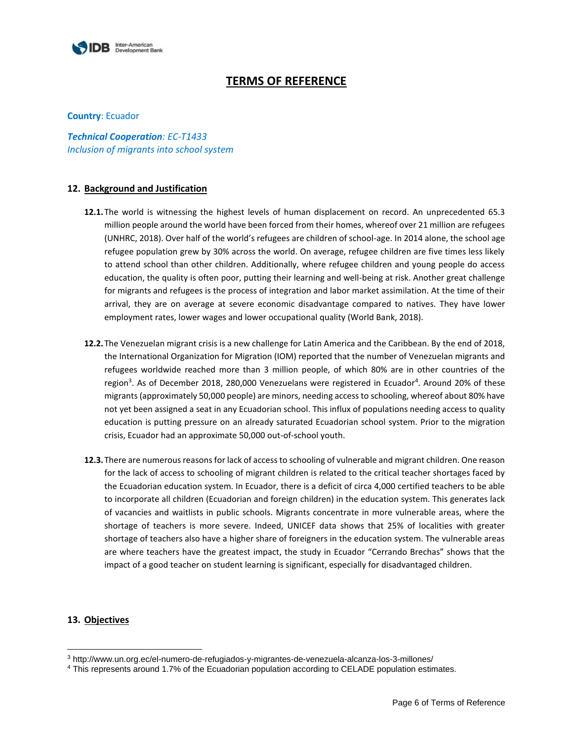# TERMS OF REFERENCE

**Country**: Ecuador

***Technical Cooperation**: EC-T1433*
*Inclusion of migrants into school system*

## 12. Background and Justification

**12.1.** The world is witnessing the highest levels of human displacement on record. An unprecedented 65.3 million people around the world have been forced from their homes, whereof over 21 million are refugees (UNHRC, 2018). Over half of the world's refugees are children of school-age. In 2014 alone, the school age refugee population grew by 30% across the world. On average, refugee children are five times less likely to attend school than other children. Additionally, where refugee children and young people do access education, the quality is often poor, putting their learning and well-being at risk. Another great challenge for migrants and refugees is the process of integration and labor market assimilation. At the time of their arrival, they are on average at severe economic disadvantage compared to natives. They have lower employment rates, lower wages and lower occupational quality (World Bank, 2018).

**12.2.** The Venezuelan migrant crisis is a new challenge for Latin America and the Caribbean. By the end of 2018, the International Organization for Migration (IOM) reported that the number of Venezuelan migrants and refugees worldwide reached more than 3 million people, of which 80% are in other countries of the region[3]. As of December 2018, 280,000 Venezuelans were registered in Ecuador[4]. Around 20% of these migrants (approximately 50,000 people) are minors, needing access to schooling, whereof about 80% have not yet been assigned a seat in any Ecuadorian school. This influx of populations needing access to quality education is putting pressure on an already saturated Ecuadorian school system. Prior to the migration crisis, Ecuador had an approximate 50,000 out-of-school youth.

**12.3.** There are numerous reasons for lack of access to schooling of vulnerable and migrant children. One reason for the lack of access to schooling of migrant children is related to the critical teacher shortages faced by the Ecuadorian education system. In Ecuador, there is a deficit of circa 4,000 certified teachers to be able to incorporate all children (Ecuadorian and foreign children) in the education system. This generates lack of vacancies and waitlists in public schools. Migrants concentrate in more vulnerable areas, where the shortage of teachers is more severe. Indeed, UNICEF data shows that 25% of localities with greater shortage of teachers also have a higher share of foreigners in the education system. The vulnerable areas are where teachers have the greatest impact, the study in Ecuador "Cerrando Brechas" shows that the impact of a good teacher on student learning is significant, especially for disadvantaged children.

## 13. Objectives

[3] http://www.un.org.ec/el-numero-de-refugiados-y-migrantes-de-venezuela-alcanza-los-3-millones/

[4] This represents around 1.7% of the Ecuadorian population according to CELADE population estimates.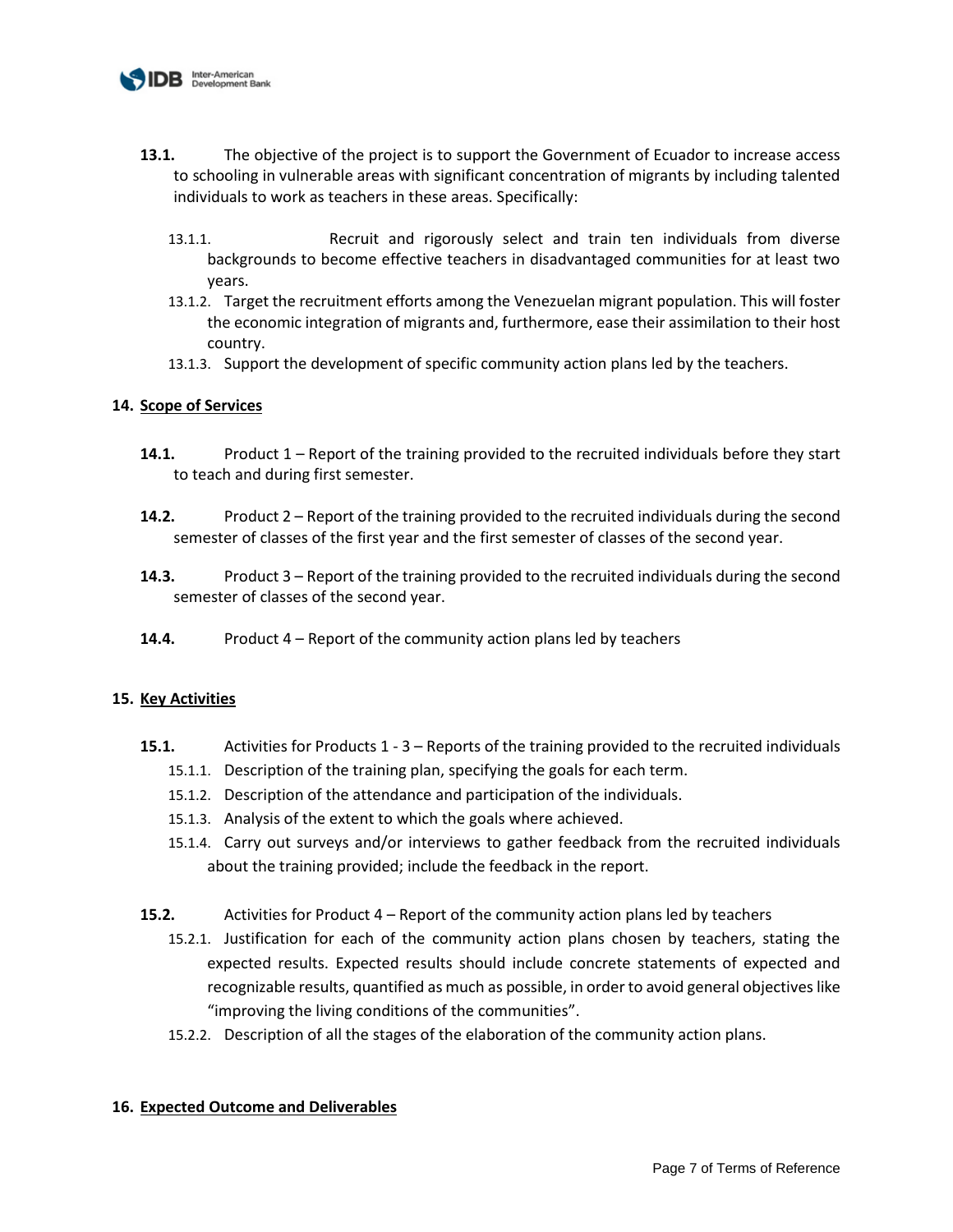**13.1.** The objective of the project is to support the Government of Ecuador to increase access to schooling in vulnerable areas with significant concentration of migrants by including talented individuals to work as teachers in these areas. Specifically:

- 13.1.1. Recruit and rigorously select and train ten individuals from diverse backgrounds to become effective teachers in disadvantaged communities for at least two years.
- 13.1.2. Target the recruitment efforts among the Venezuelan migrant population. This will foster the economic integration of migrants and, furthermore, ease their assimilation to their host country.
- 13.1.3. Support the development of specific community action plans led by the teachers.

## 14. Scope of Services

**14.1.** Product 1 – Report of the training provided to the recruited individuals before they start to teach and during first semester.

**14.2.** Product 2 – Report of the training provided to the recruited individuals during the second semester of classes of the first year and the first semester of classes of the second year.

**14.3.** Product 3 – Report of the training provided to the recruited individuals during the second semester of classes of the second year.

**14.4.** Product 4 – Report of the community action plans led by teachers

## 15. Key Activities

**15.1.** Activities for Products 1 - 3 – Reports of the training provided to the recruited individuals

- 15.1.1. Description of the training plan, specifying the goals for each term.
- 15.1.2. Description of the attendance and participation of the individuals.
- 15.1.3. Analysis of the extent to which the goals where achieved.
- 15.1.4. Carry out surveys and/or interviews to gather feedback from the recruited individuals about the training provided; include the feedback in the report.

**15.2.** Activities for Product 4 – Report of the community action plans led by teachers

- 15.2.1. Justification for each of the community action plans chosen by teachers, stating the expected results. Expected results should include concrete statements of expected and recognizable results, quantified as much as possible, in order to avoid general objectives like "improving the living conditions of the communities".
- 15.2.2. Description of all the stages of the elaboration of the community action plans.

## 16. Expected Outcome and Deliverables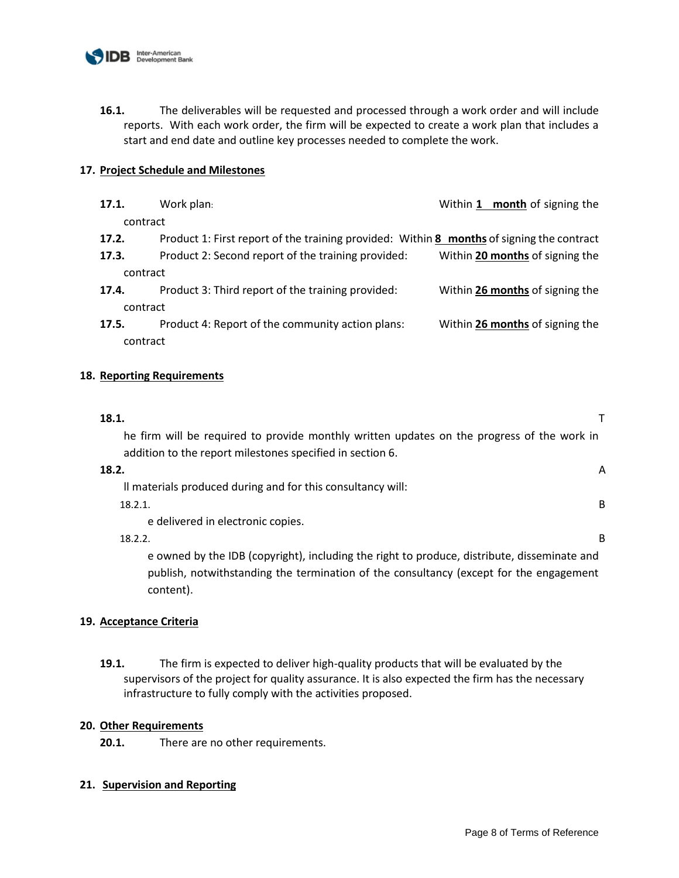**16.1.** The deliverables will be requested and processed through a work order and will include reports. With each work order, the firm will be expected to create a work plan that includes a start and end date and outline key processes needed to complete the work.

## 17. Project Schedule and Milestones

**17.1.** Work plan: Within **1 month** of signing the contract

**17.2.** Product 1: First report of the training provided: Within **8 months** of signing the contract

**17.3.** Product 2: Second report of the training provided: Within **20 months** of signing the contract

**17.4.** Product 3: Third report of the training provided: Within **26 months** of signing the contract

**17.5.** Product 4: Report of the community action plans: Within **26 months** of signing the contract

## 18. Reporting Requirements

**18.1.** The firm will be required to provide monthly written updates on the progress of the work in addition to the report milestones specified in section 6.

**18.2.** All materials produced during and for this consultancy will:

- 18.2.1. Be delivered in electronic copies.
- 18.2.2. Be owned by the IDB (copyright), including the right to produce, distribute, disseminate and publish, notwithstanding the termination of the consultancy (except for the engagement content).

## 19. Acceptance Criteria

**19.1.** The firm is expected to deliver high-quality products that will be evaluated by the supervisors of the project for quality assurance. It is also expected the firm has the necessary infrastructure to fully comply with the activities proposed.

## 20. Other Requirements

**20.1.** There are no other requirements.

## 21. Supervision and Reporting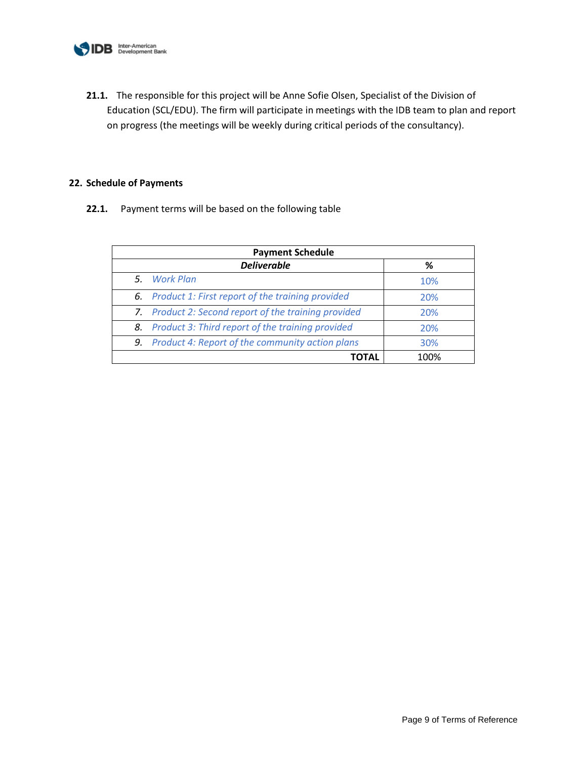**21.1.** The responsible for this project will be Anne Sofie Olsen, Specialist of the Division of Education (SCL/EDU). The firm will participate in meetings with the IDB team to plan and report on progress (the meetings will be weekly during critical periods of the consultancy).

## 22. Schedule of Payments

**22.1.** Payment terms will be based on the following table

| Payment Schedule | |
|---|---|
| ***Deliverable*** | **%** |
| *5. Work Plan* | 10% |
| *6. Product 1: First report of the training provided* | 20% |
| *7. Product 2: Second report of the training provided* | 20% |
| *8. Product 3: Third report of the training provided* | 20% |
| *9. Product 4: Report of the community action plans* | 30% |
| **TOTAL** | 100% |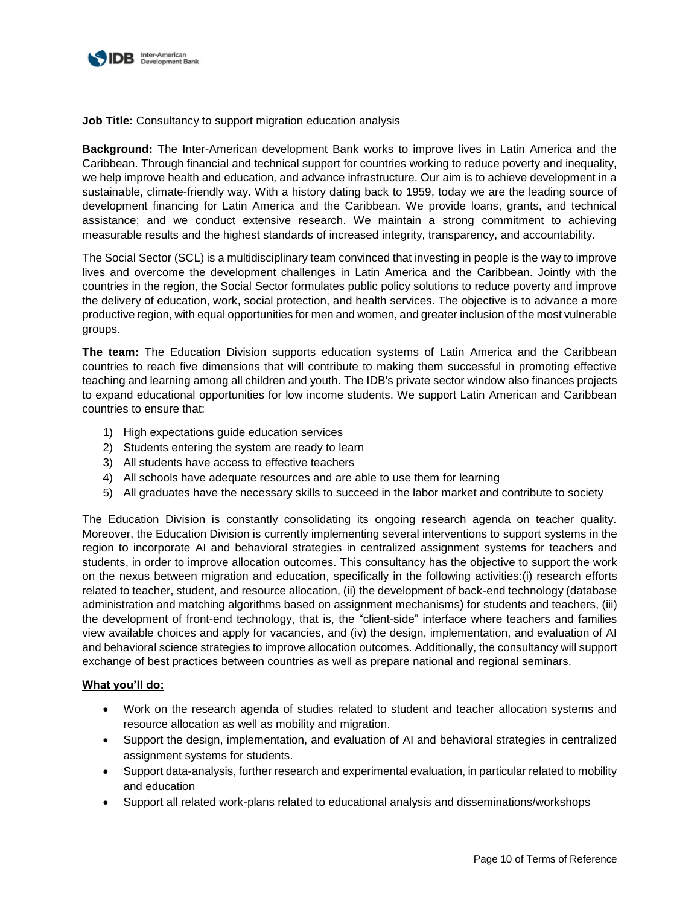**Job Title:** Consultancy to support migration education analysis

**Background:** The Inter-American development Bank works to improve lives in Latin America and the Caribbean. Through financial and technical support for countries working to reduce poverty and inequality, we help improve health and education, and advance infrastructure. Our aim is to achieve development in a sustainable, climate-friendly way. With a history dating back to 1959, today we are the leading source of development financing for Latin America and the Caribbean. We provide loans, grants, and technical assistance; and we conduct extensive research. We maintain a strong commitment to achieving measurable results and the highest standards of increased integrity, transparency, and accountability.

The Social Sector (SCL) is a multidisciplinary team convinced that investing in people is the way to improve lives and overcome the development challenges in Latin America and the Caribbean. Jointly with the countries in the region, the Social Sector formulates public policy solutions to reduce poverty and improve the delivery of education, work, social protection, and health services. The objective is to advance a more productive region, with equal opportunities for men and women, and greater inclusion of the most vulnerable groups.

**The team:** The Education Division supports education systems of Latin America and the Caribbean countries to reach five dimensions that will contribute to making them successful in promoting effective teaching and learning among all children and youth. The IDB's private sector window also finances projects to expand educational opportunities for low income students. We support Latin American and Caribbean countries to ensure that:

1) High expectations guide education services
2) Students entering the system are ready to learn
3) All students have access to effective teachers
4) All schools have adequate resources and are able to use them for learning
5) All graduates have the necessary skills to succeed in the labor market and contribute to society

The Education Division is constantly consolidating its ongoing research agenda on teacher quality. Moreover, the Education Division is currently implementing several interventions to support systems in the region to incorporate AI and behavioral strategies in centralized assignment systems for teachers and students, in order to improve allocation outcomes. This consultancy has the objective to support the work on the nexus between migration and education, specifically in the following activities:(i) research efforts related to teacher, student, and resource allocation, (ii) the development of back-end technology (database administration and matching algorithms based on assignment mechanisms) for students and teachers, (iii) the development of front-end technology, that is, the "client-side" interface where teachers and families view available choices and apply for vacancies, and (iv) the design, implementation, and evaluation of AI and behavioral science strategies to improve allocation outcomes. Additionally, the consultancy will support exchange of best practices between countries as well as prepare national and regional seminars.

**What you'll do:**

- Work on the research agenda of studies related to student and teacher allocation systems and resource allocation as well as mobility and migration.
- Support the design, implementation, and evaluation of AI and behavioral strategies in centralized assignment systems for students.
- Support data-analysis, further research and experimental evaluation, in particular related to mobility and education
- Support all related work-plans related to educational analysis and disseminations/workshops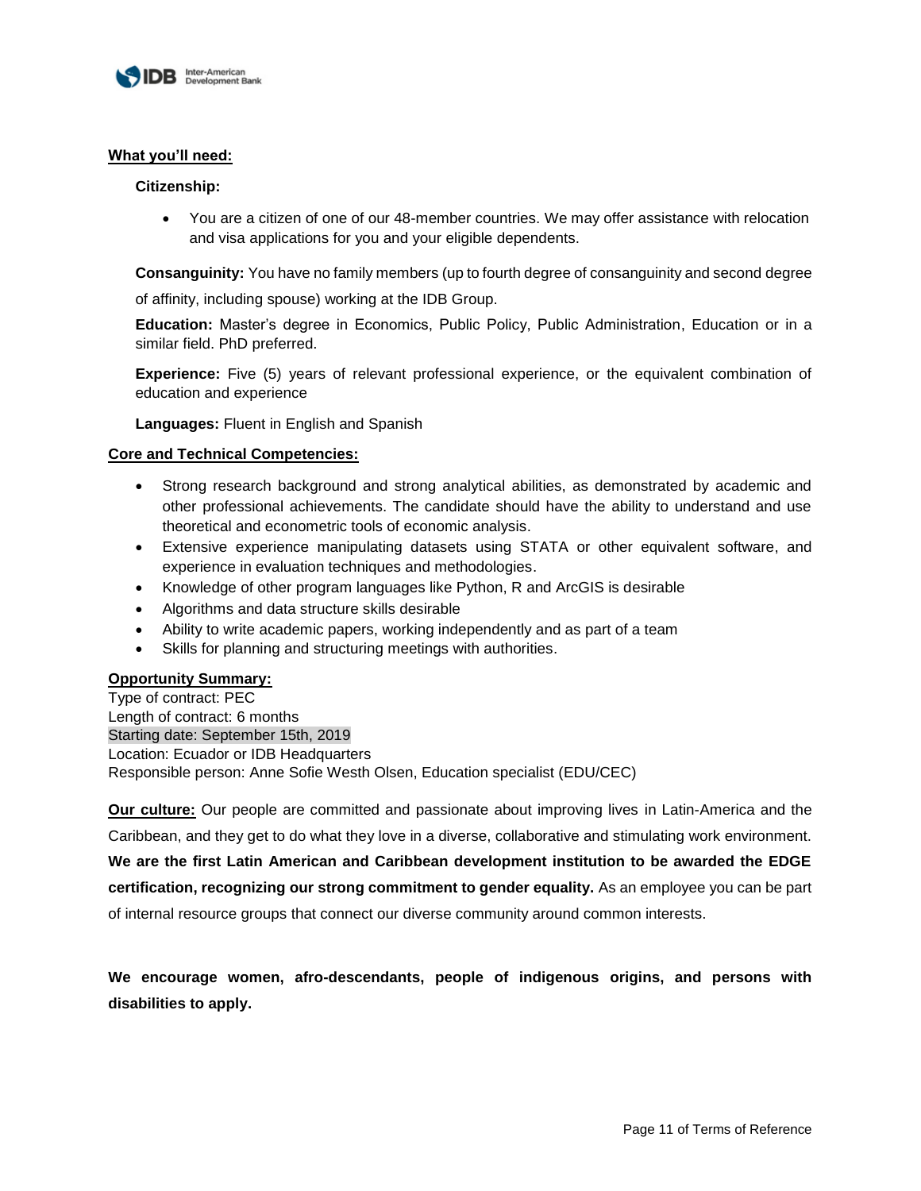**What you'll need:**

**Citizenship:**

- You are a citizen of one of our 48-member countries. We may offer assistance with relocation and visa applications for you and your eligible dependents.

**Consanguinity:** You have no family members (up to fourth degree of consanguinity and second degree of affinity, including spouse) working at the IDB Group.

**Education:** Master's degree in Economics, Public Policy, Public Administration, Education or in a similar field. PhD preferred.

**Experience:** Five (5) years of relevant professional experience, or the equivalent combination of education and experience

**Languages:** Fluent in English and Spanish

**Core and Technical Competencies:**

- Strong research background and strong analytical abilities, as demonstrated by academic and other professional achievements. The candidate should have the ability to understand and use theoretical and econometric tools of economic analysis.
- Extensive experience manipulating datasets using STATA or other equivalent software, and experience in evaluation techniques and methodologies.
- Knowledge of other program languages like Python, R and ArcGIS is desirable
- Algorithms and data structure skills desirable
- Ability to write academic papers, working independently and as part of a team
- Skills for planning and structuring meetings with authorities.

**Opportunity Summary:**

Type of contract: PEC
Length of contract: 6 months
Starting date: September 15th, 2019
Location: Ecuador or IDB Headquarters
Responsible person: Anne Sofie Westh Olsen, Education specialist (EDU/CEC)

**Our culture:** Our people are committed and passionate about improving lives in Latin-America and the Caribbean, and they get to do what they love in a diverse, collaborative and stimulating work environment. **We are the first Latin American and Caribbean development institution to be awarded the EDGE certification, recognizing our strong commitment to gender equality.** As an employee you can be part of internal resource groups that connect our diverse community around common interests.

**We encourage women, afro-descendants, people of indigenous origins, and persons with disabilities to apply.**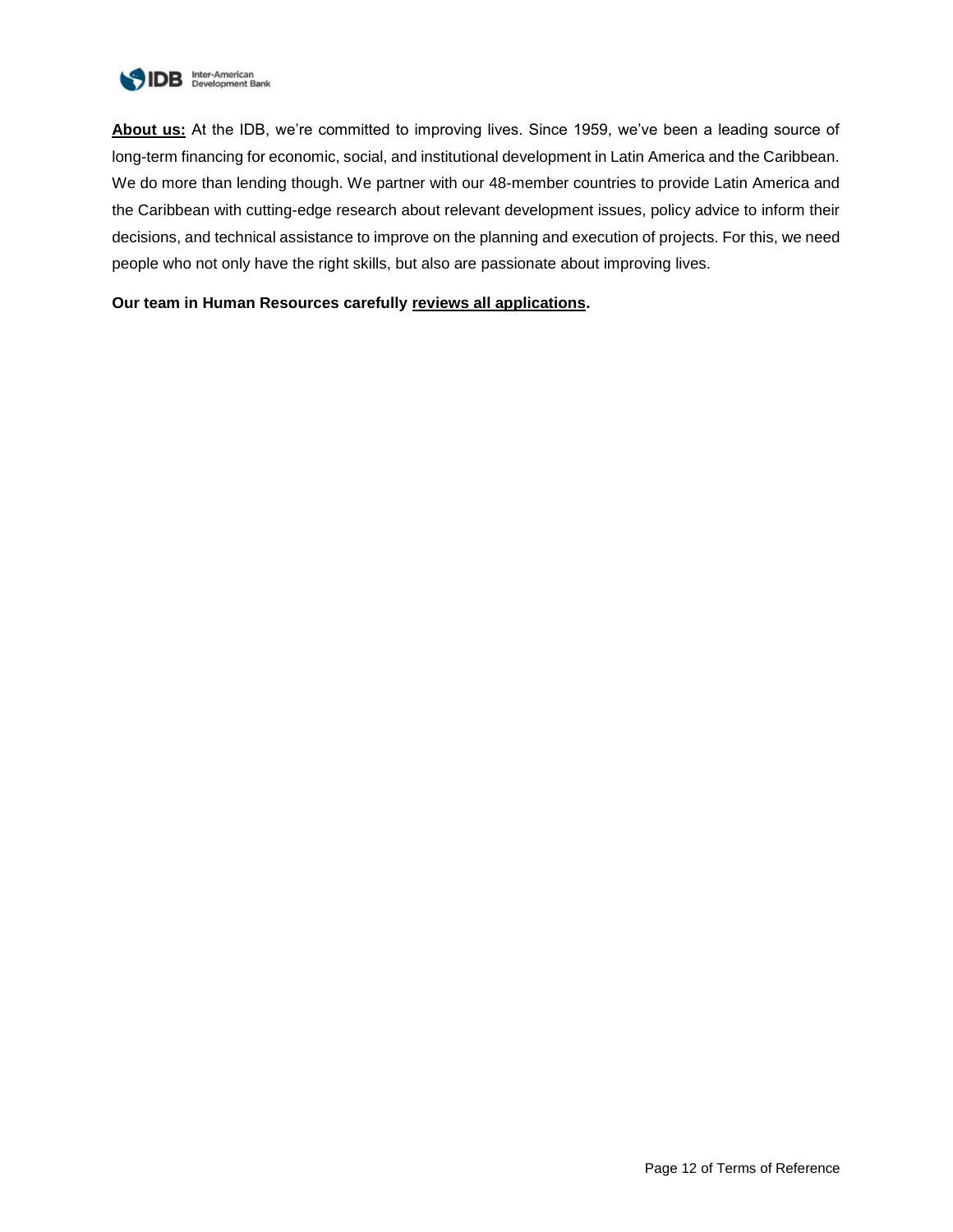**About us:** At the IDB, we're committed to improving lives. Since 1959, we've been a leading source of long-term financing for economic, social, and institutional development in Latin America and the Caribbean. We do more than lending though. We partner with our 48-member countries to provide Latin America and the Caribbean with cutting-edge research about relevant development issues, policy advice to inform their decisions, and technical assistance to improve on the planning and execution of projects. For this, we need people who not only have the right skills, but also are passionate about improving lives.

**Our team in Human Resources carefully reviews all applications.**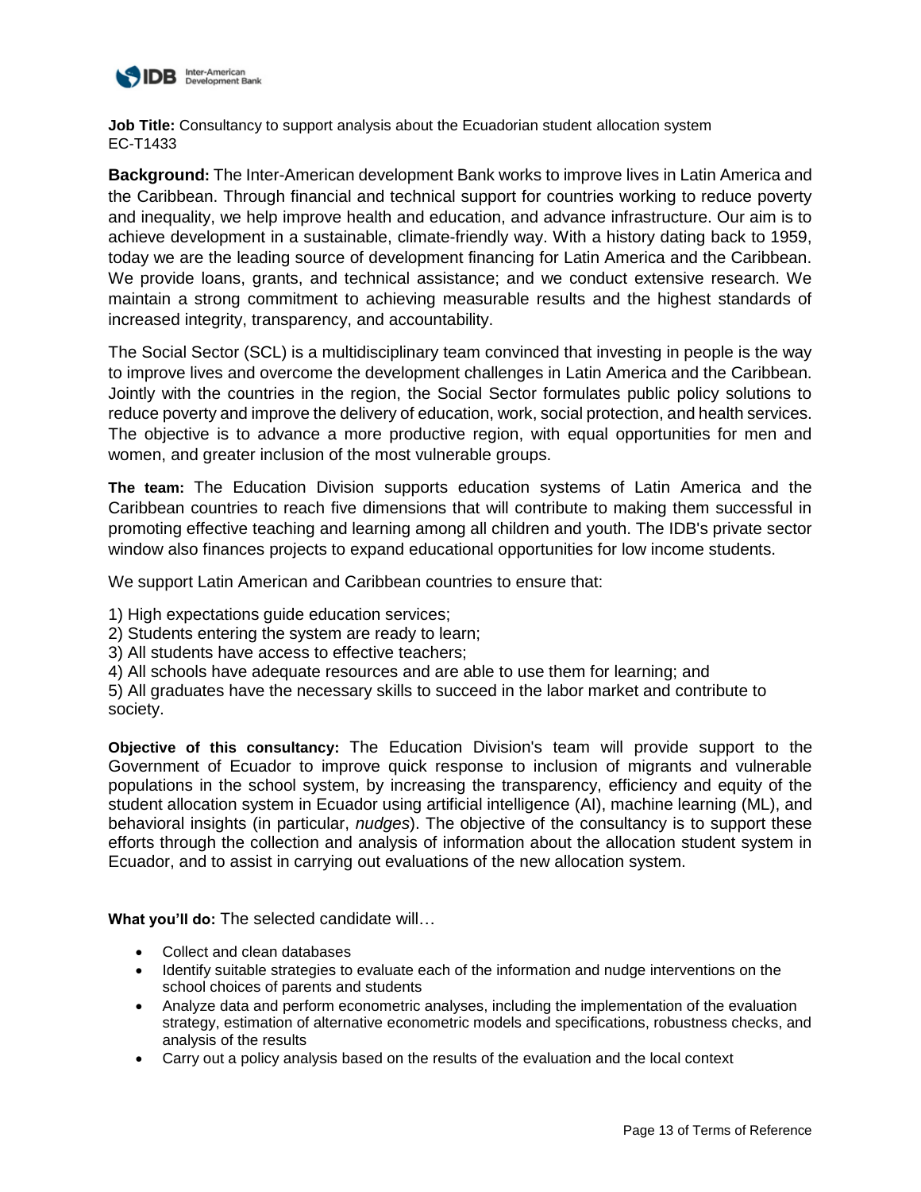**Job Title:** Consultancy to support analysis about the Ecuadorian student allocation system
EC-T1433

**Background:** The Inter-American development Bank works to improve lives in Latin America and the Caribbean. Through financial and technical support for countries working to reduce poverty and inequality, we help improve health and education, and advance infrastructure. Our aim is to achieve development in a sustainable, climate-friendly way. With a history dating back to 1959, today we are the leading source of development financing for Latin America and the Caribbean. We provide loans, grants, and technical assistance; and we conduct extensive research. We maintain a strong commitment to achieving measurable results and the highest standards of increased integrity, transparency, and accountability.

The Social Sector (SCL) is a multidisciplinary team convinced that investing in people is the way to improve lives and overcome the development challenges in Latin America and the Caribbean. Jointly with the countries in the region, the Social Sector formulates public policy solutions to reduce poverty and improve the delivery of education, work, social protection, and health services. The objective is to advance a more productive region, with equal opportunities for men and women, and greater inclusion of the most vulnerable groups.

**The team:** The Education Division supports education systems of Latin America and the Caribbean countries to reach five dimensions that will contribute to making them successful in promoting effective teaching and learning among all children and youth. The IDB's private sector window also finances projects to expand educational opportunities for low income students.

We support Latin American and Caribbean countries to ensure that:

1) High expectations guide education services;
2) Students entering the system are ready to learn;
3) All students have access to effective teachers;
4) All schools have adequate resources and are able to use them for learning; and
5) All graduates have the necessary skills to succeed in the labor market and contribute to society.

**Objective of this consultancy:** The Education Division's team will provide support to the Government of Ecuador to improve quick response to inclusion of migrants and vulnerable populations in the school system, by increasing the transparency, efficiency and equity of the student allocation system in Ecuador using artificial intelligence (AI), machine learning (ML), and behavioral insights (in particular, *nudges*). The objective of the consultancy is to support these efforts through the collection and analysis of information about the allocation student system in Ecuador, and to assist in carrying out evaluations of the new allocation system.

**What you'll do:** The selected candidate will…

- Collect and clean databases
- Identify suitable strategies to evaluate each of the information and nudge interventions on the school choices of parents and students
- Analyze data and perform econometric analyses, including the implementation of the evaluation strategy, estimation of alternative econometric models and specifications, robustness checks, and analysis of the results
- Carry out a policy analysis based on the results of the evaluation and the local context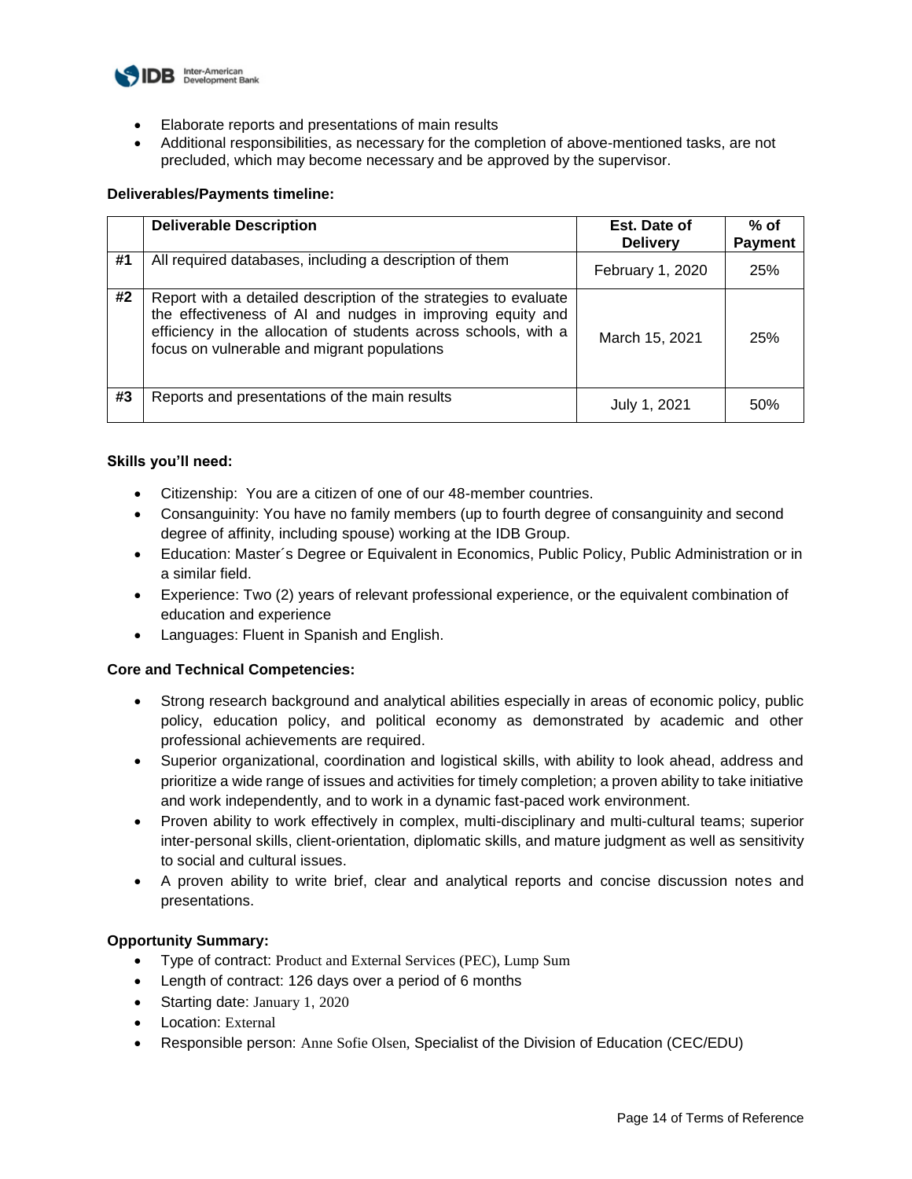- Elaborate reports and presentations of main results
- Additional responsibilities, as necessary for the completion of above-mentioned tasks, are not precluded, which may become necessary and be approved by the supervisor.

**Deliverables/Payments timeline:**

| | Deliverable Description | Est. Date of Delivery | % of Payment |
|---|---|---|---|
| **#1** | All required databases, including a description of them | February 1, 2020 | 25% |
| **#2** | Report with a detailed description of the strategies to evaluate the effectiveness of AI and nudges in improving equity and efficiency in the allocation of students across schools, with a focus on vulnerable and migrant populations | March 15, 2021 | 25% |
| **#3** | Reports and presentations of the main results | July 1, 2021 | 50% |

**Skills you'll need:**

- Citizenship: You are a citizen of one of our 48-member countries.
- Consanguinity: You have no family members (up to fourth degree of consanguinity and second degree of affinity, including spouse) working at the IDB Group.
- Education: Master´s Degree or Equivalent in Economics, Public Policy, Public Administration or in a similar field.
- Experience: Two (2) years of relevant professional experience, or the equivalent combination of education and experience
- Languages: Fluent in Spanish and English.

**Core and Technical Competencies:**

- Strong research background and analytical abilities especially in areas of economic policy, public policy, education policy, and political economy as demonstrated by academic and other professional achievements are required.
- Superior organizational, coordination and logistical skills, with ability to look ahead, address and prioritize a wide range of issues and activities for timely completion; a proven ability to take initiative and work independently, and to work in a dynamic fast-paced work environment.
- Proven ability to work effectively in complex, multi-disciplinary and multi-cultural teams; superior inter-personal skills, client-orientation, diplomatic skills, and mature judgment as well as sensitivity to social and cultural issues.
- A proven ability to write brief, clear and analytical reports and concise discussion notes and presentations.

**Opportunity Summary:**

- Type of contract: Product and External Services (PEC), Lump Sum
- Length of contract: 126 days over a period of 6 months
- Starting date: January 1, 2020
- Location: External
- Responsible person: Anne Sofie Olsen, Specialist of the Division of Education (CEC/EDU)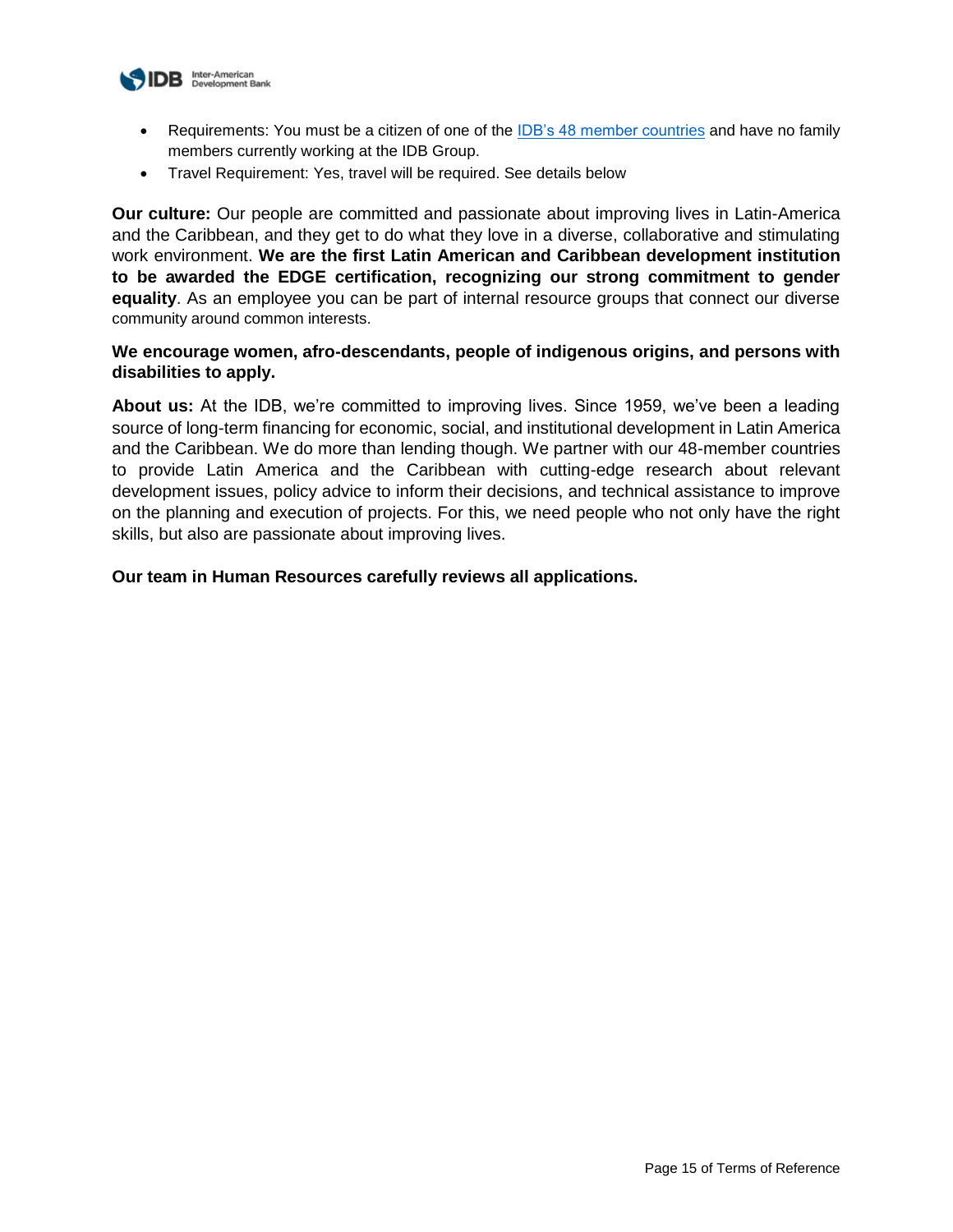- Requirements: You must be a citizen of one of the [IDB's 48 member countries] and have no family members currently working at the IDB Group.
- Travel Requirement: Yes, travel will be required. See details below

**Our culture:** Our people are committed and passionate about improving lives in Latin-America and the Caribbean, and they get to do what they love in a diverse, collaborative and stimulating work environment. **We are the first Latin American and Caribbean development institution to be awarded the EDGE certification, recognizing our strong commitment to gender equality**. As an employee you can be part of internal resource groups that connect our diverse community around common interests.

**We encourage women, afro-descendants, people of indigenous origins, and persons with disabilities to apply.**

**About us:** At the IDB, we're committed to improving lives. Since 1959, we've been a leading source of long-term financing for economic, social, and institutional development in Latin America and the Caribbean. We do more than lending though. We partner with our 48-member countries to provide Latin America and the Caribbean with cutting-edge research about relevant development issues, policy advice to inform their decisions, and technical assistance to improve on the planning and execution of projects. For this, we need people who not only have the right skills, but also are passionate about improving lives.

**Our team in Human Resources carefully reviews all applications.**